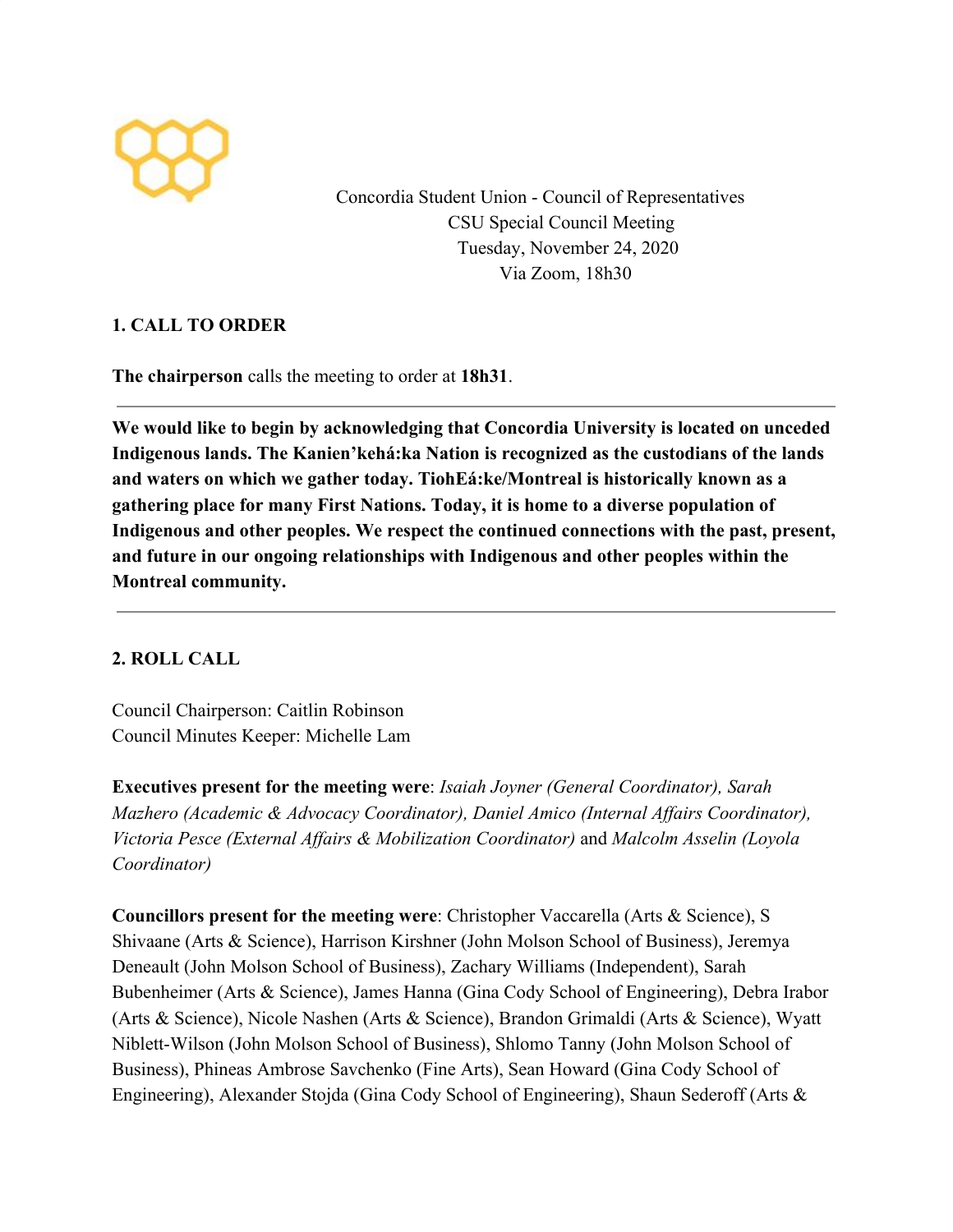Concordia Student Union - Council of Representatives
CSU Special Council Meeting
Tuesday, November 24, 2020
Via Zoom, 18h30

## 1. CALL TO ORDER

**The chairperson** calls the meeting to order at **18h31**.

---

**We would like to begin by acknowledging that Concordia University is located on unceded Indigenous lands. The Kanien'kehá:ka Nation is recognized as the custodians of the lands and waters on which we gather today. TiohEá:ke/Montreal is historically known as a gathering place for many First Nations. Today, it is home to a diverse population of Indigenous and other peoples. We respect the continued connections with the past, present, and future in our ongoing relationships with Indigenous and other peoples within the Montreal community.**

---

## 2. ROLL CALL

Council Chairperson: Caitlin Robinson
Council Minutes Keeper: Michelle Lam

**Executives present for the meeting were**: *Isaiah Joyner (General Coordinator), Sarah Mazhero (Academic & Advocacy Coordinator), Daniel Amico (Internal Affairs Coordinator), Victoria Pesce (External Affairs & Mobilization Coordinator)* and *Malcolm Asselin (Loyola Coordinator)*

**Councillors present for the meeting were**: Christopher Vaccarella (Arts & Science), S Shivaane (Arts & Science), Harrison Kirshner (John Molson School of Business), Jeremya Deneault (John Molson School of Business), Zachary Williams (Independent), Sarah Bubenheimer (Arts & Science), James Hanna (Gina Cody School of Engineering), Debra Irabor (Arts & Science), Nicole Nashen (Arts & Science), Brandon Grimaldi (Arts & Science), Wyatt Niblett-Wilson (John Molson School of Business), Shlomo Tanny (John Molson School of Business), Phineas Ambrose Savchenko (Fine Arts), Sean Howard (Gina Cody School of Engineering), Alexander Stojda (Gina Cody School of Engineering), Shaun Sederoff (Arts &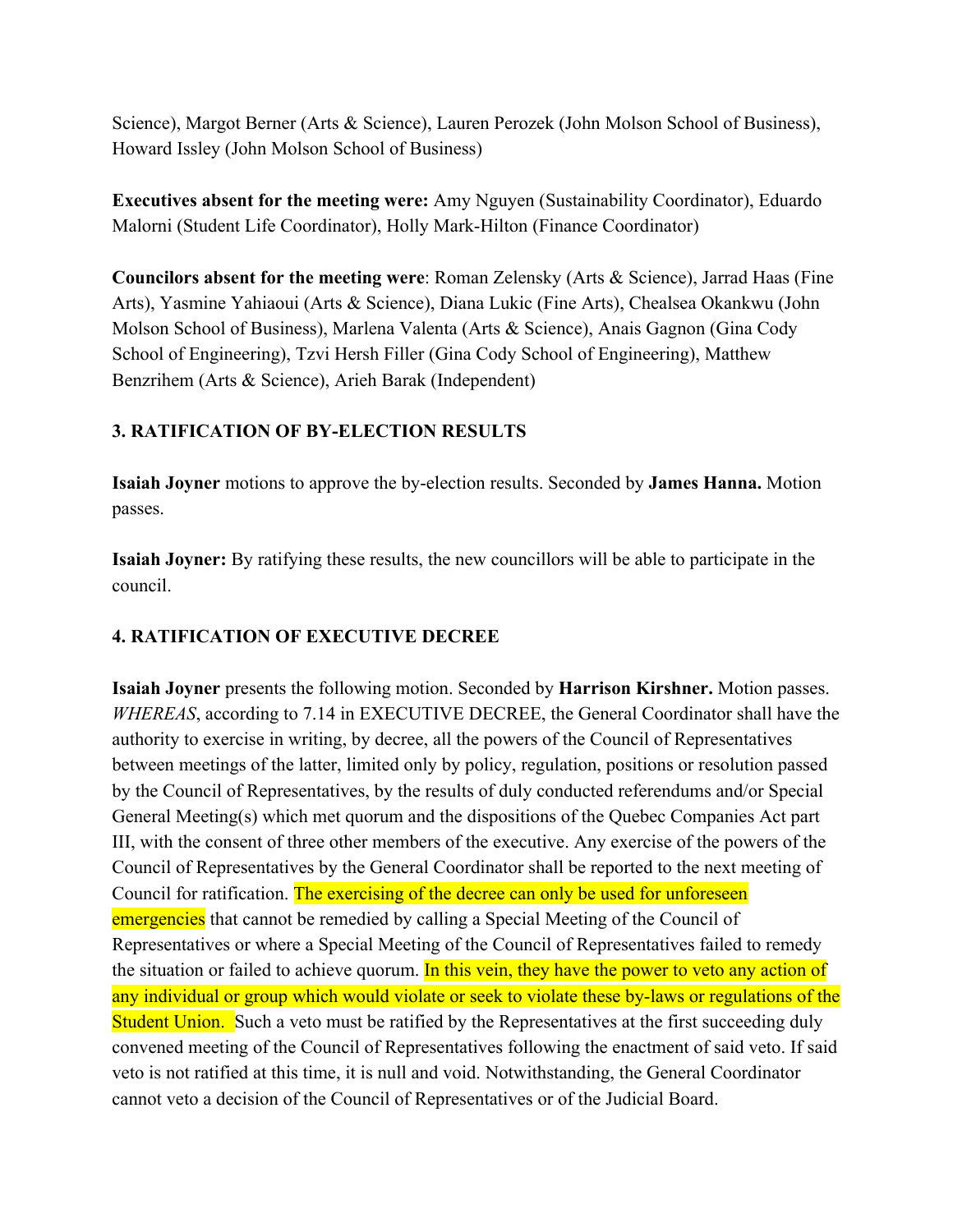Science), Margot Berner (Arts & Science), Lauren Perozek (John Molson School of Business), Howard Issley (John Molson School of Business)

**Executives absent for the meeting were:** Amy Nguyen (Sustainability Coordinator), Eduardo Malorni (Student Life Coordinator), Holly Mark-Hilton (Finance Coordinator)

**Councilors absent for the meeting were**: Roman Zelensky (Arts & Science), Jarrad Haas (Fine Arts), Yasmine Yahiaoui (Arts & Science), Diana Lukic (Fine Arts), Chealsea Okankwu (John Molson School of Business), Marlena Valenta (Arts & Science), Anais Gagnon (Gina Cody School of Engineering), Tzvi Hersh Filler (Gina Cody School of Engineering), Matthew Benzrihem (Arts & Science), Arieh Barak (Independent)

### 3. RATIFICATION OF BY-ELECTION RESULTS

**Isaiah Joyner** motions to approve the by-election results. Seconded by **James Hanna.** Motion passes.

**Isaiah Joyner:** By ratifying these results, the new councillors will be able to participate in the council.

### 4. RATIFICATION OF EXECUTIVE DECREE

**Isaiah Joyner** presents the following motion. Seconded by **Harrison Kirshner.** Motion passes. *WHEREAS*, according to 7.14 in EXECUTIVE DECREE, the General Coordinator shall have the authority to exercise in writing, by decree, all the powers of the Council of Representatives between meetings of the latter, limited only by policy, regulation, positions or resolution passed by the Council of Representatives, by the results of duly conducted referendums and/or Special General Meeting(s) which met quorum and the dispositions of the Quebec Companies Act part III, with the consent of three other members of the executive. Any exercise of the powers of the Council of Representatives by the General Coordinator shall be reported to the next meeting of Council for ratification. The exercising of the decree can only be used for unforeseen emergencies that cannot be remedied by calling a Special Meeting of the Council of Representatives or where a Special Meeting of the Council of Representatives failed to remedy the situation or failed to achieve quorum. In this vein, they have the power to veto any action of any individual or group which would violate or seek to violate these by-laws or regulations of the Student Union. Such a veto must be ratified by the Representatives at the first succeeding duly convened meeting of the Council of Representatives following the enactment of said veto. If said veto is not ratified at this time, it is null and void. Notwithstanding, the General Coordinator cannot veto a decision of the Council of Representatives or of the Judicial Board.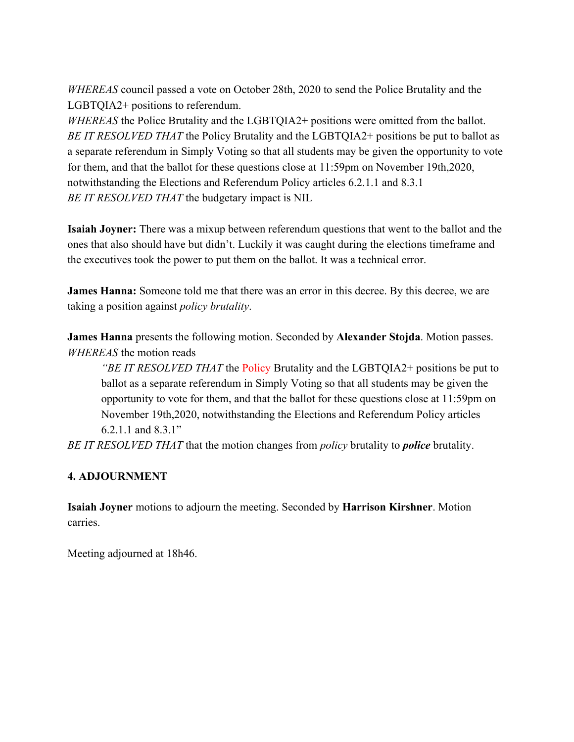*WHEREAS* council passed a vote on October 28th, 2020 to send the Police Brutality and the LGBTQIA2+ positions to referendum.
*WHEREAS* the Police Brutality and the LGBTQIA2+ positions were omitted from the ballot.
*BE IT RESOLVED THAT* the Policy Brutality and the LGBTQIA2+ positions be put to ballot as a separate referendum in Simply Voting so that all students may be given the opportunity to vote for them, and that the ballot for these questions close at 11:59pm on November 19th,2020, notwithstanding the Elections and Referendum Policy articles 6.2.1.1 and 8.3.1
*BE IT RESOLVED THAT* the budgetary impact is NIL

**Isaiah Joyner:** There was a mixup between referendum questions that went to the ballot and the ones that also should have but didn't. Luckily it was caught during the elections timeframe and the executives took the power to put them on the ballot. It was a technical error.

**James Hanna:** Someone told me that there was an error in this decree. By this decree, we are taking a position against *policy brutality*.

**James Hanna** presents the following motion. Seconded by **Alexander Stojda**. Motion passes.
*WHEREAS* the motion reads

> *"BE IT RESOLVED THAT* the Policy Brutality and the LGBTQIA2+ positions be put to ballot as a separate referendum in Simply Voting so that all students may be given the opportunity to vote for them, and that the ballot for these questions close at 11:59pm on November 19th,2020, notwithstanding the Elections and Referendum Policy articles 6.2.1.1 and 8.3.1"

*BE IT RESOLVED THAT* that the motion changes from *policy* brutality to ***police*** brutality.

### 4. ADJOURNMENT

**Isaiah Joyner** motions to adjourn the meeting. Seconded by **Harrison Kirshner**. Motion carries.

Meeting adjourned at 18h46.